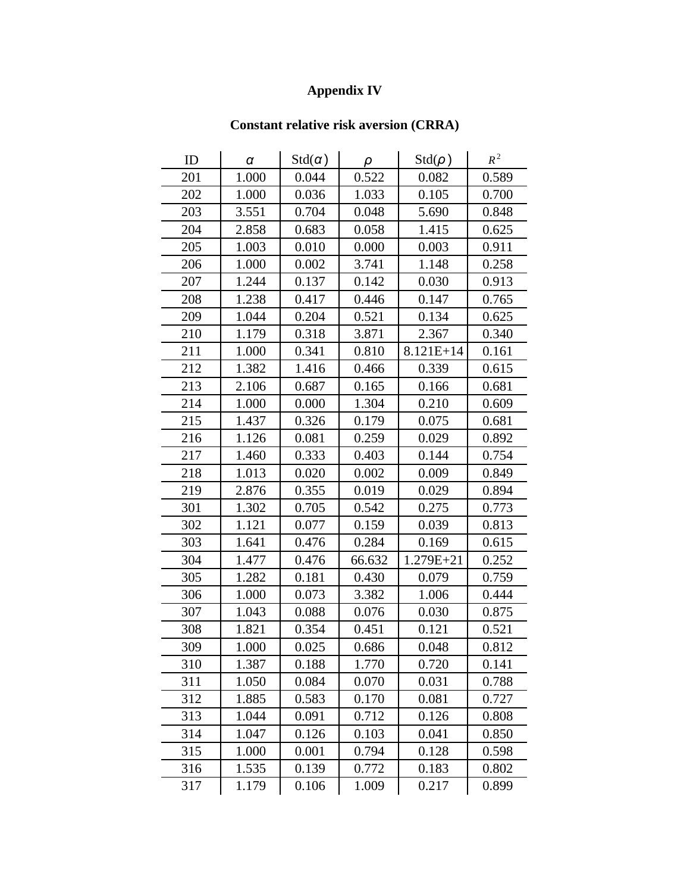**Appendix IV**

**Constant relative risk aversion (CRRA)**

| ID | $\alpha$ | Std($\alpha$) | $\rho$ | Std($\rho$) | $R^2$ |
|---|---|---|---|---|---|
| 201 | 1.000 | 0.044 | 0.522 | 0.082 | 0.589 |
| 202 | 1.000 | 0.036 | 1.033 | 0.105 | 0.700 |
| 203 | 3.551 | 0.704 | 0.048 | 5.690 | 0.848 |
| 204 | 2.858 | 0.683 | 0.058 | 1.415 | 0.625 |
| 205 | 1.003 | 0.010 | 0.000 | 0.003 | 0.911 |
| 206 | 1.000 | 0.002 | 3.741 | 1.148 | 0.258 |
| 207 | 1.244 | 0.137 | 0.142 | 0.030 | 0.913 |
| 208 | 1.238 | 0.417 | 0.446 | 0.147 | 0.765 |
| 209 | 1.044 | 0.204 | 0.521 | 0.134 | 0.625 |
| 210 | 1.179 | 0.318 | 3.871 | 2.367 | 0.340 |
| 211 | 1.000 | 0.341 | 0.810 | 8.121E+14 | 0.161 |
| 212 | 1.382 | 1.416 | 0.466 | 0.339 | 0.615 |
| 213 | 2.106 | 0.687 | 0.165 | 0.166 | 0.681 |
| 214 | 1.000 | 0.000 | 1.304 | 0.210 | 0.609 |
| 215 | 1.437 | 0.326 | 0.179 | 0.075 | 0.681 |
| 216 | 1.126 | 0.081 | 0.259 | 0.029 | 0.892 |
| 217 | 1.460 | 0.333 | 0.403 | 0.144 | 0.754 |
| 218 | 1.013 | 0.020 | 0.002 | 0.009 | 0.849 |
| 219 | 2.876 | 0.355 | 0.019 | 0.029 | 0.894 |
| 301 | 1.302 | 0.705 | 0.542 | 0.275 | 0.773 |
| 302 | 1.121 | 0.077 | 0.159 | 0.039 | 0.813 |
| 303 | 1.641 | 0.476 | 0.284 | 0.169 | 0.615 |
| 304 | 1.477 | 0.476 | 66.632 | 1.279E+21 | 0.252 |
| 305 | 1.282 | 0.181 | 0.430 | 0.079 | 0.759 |
| 306 | 1.000 | 0.073 | 3.382 | 1.006 | 0.444 |
| 307 | 1.043 | 0.088 | 0.076 | 0.030 | 0.875 |
| 308 | 1.821 | 0.354 | 0.451 | 0.121 | 0.521 |
| 309 | 1.000 | 0.025 | 0.686 | 0.048 | 0.812 |
| 310 | 1.387 | 0.188 | 1.770 | 0.720 | 0.141 |
| 311 | 1.050 | 0.084 | 0.070 | 0.031 | 0.788 |
| 312 | 1.885 | 0.583 | 0.170 | 0.081 | 0.727 |
| 313 | 1.044 | 0.091 | 0.712 | 0.126 | 0.808 |
| 314 | 1.047 | 0.126 | 0.103 | 0.041 | 0.850 |
| 315 | 1.000 | 0.001 | 0.794 | 0.128 | 0.598 |
| 316 | 1.535 | 0.139 | 0.772 | 0.183 | 0.802 |
| 317 | 1.179 | 0.106 | 1.009 | 0.217 | 0.899 |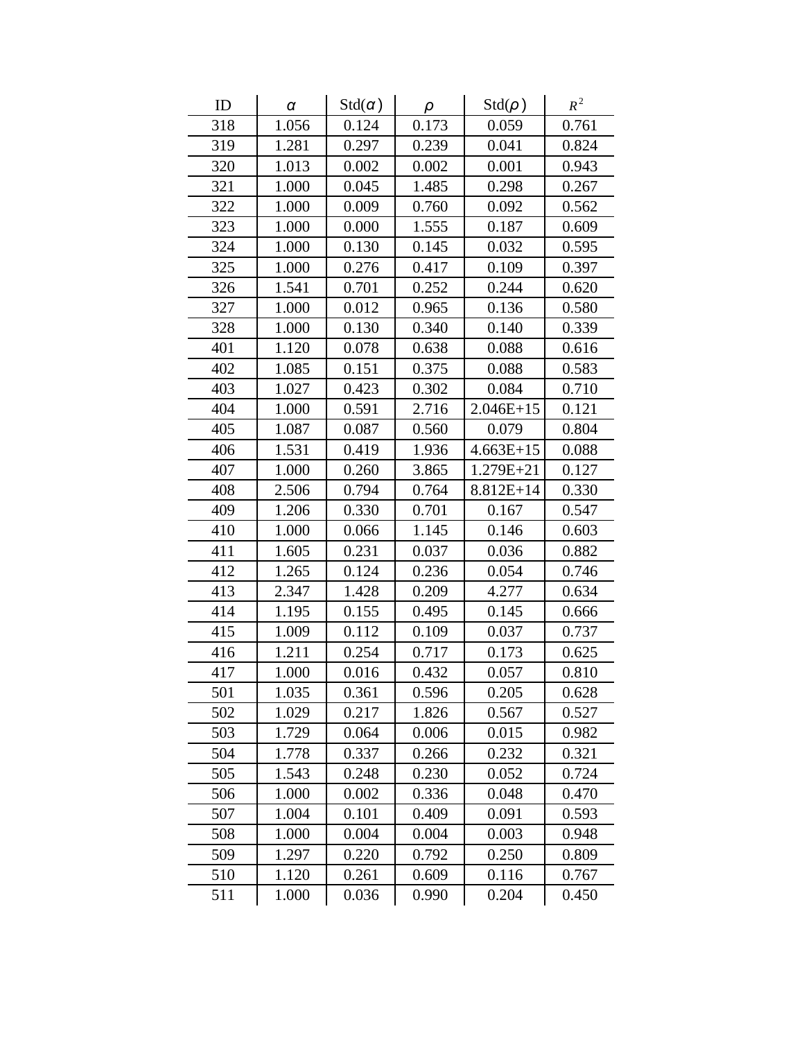| ID | $\alpha$ | Std($\alpha$) | $\rho$ | Std($\rho$) | $R^2$ |
|---|---|---|---|---|---|
| 318 | 1.056 | 0.124 | 0.173 | 0.059 | 0.761 |
| 319 | 1.281 | 0.297 | 0.239 | 0.041 | 0.824 |
| 320 | 1.013 | 0.002 | 0.002 | 0.001 | 0.943 |
| 321 | 1.000 | 0.045 | 1.485 | 0.298 | 0.267 |
| 322 | 1.000 | 0.009 | 0.760 | 0.092 | 0.562 |
| 323 | 1.000 | 0.000 | 1.555 | 0.187 | 0.609 |
| 324 | 1.000 | 0.130 | 0.145 | 0.032 | 0.595 |
| 325 | 1.000 | 0.276 | 0.417 | 0.109 | 0.397 |
| 326 | 1.541 | 0.701 | 0.252 | 0.244 | 0.620 |
| 327 | 1.000 | 0.012 | 0.965 | 0.136 | 0.580 |
| 328 | 1.000 | 0.130 | 0.340 | 0.140 | 0.339 |
| 401 | 1.120 | 0.078 | 0.638 | 0.088 | 0.616 |
| 402 | 1.085 | 0.151 | 0.375 | 0.088 | 0.583 |
| 403 | 1.027 | 0.423 | 0.302 | 0.084 | 0.710 |
| 404 | 1.000 | 0.591 | 2.716 | 2.046E+15 | 0.121 |
| 405 | 1.087 | 0.087 | 0.560 | 0.079 | 0.804 |
| 406 | 1.531 | 0.419 | 1.936 | 4.663E+15 | 0.088 |
| 407 | 1.000 | 0.260 | 3.865 | 1.279E+21 | 0.127 |
| 408 | 2.506 | 0.794 | 0.764 | 8.812E+14 | 0.330 |
| 409 | 1.206 | 0.330 | 0.701 | 0.167 | 0.547 |
| 410 | 1.000 | 0.066 | 1.145 | 0.146 | 0.603 |
| 411 | 1.605 | 0.231 | 0.037 | 0.036 | 0.882 |
| 412 | 1.265 | 0.124 | 0.236 | 0.054 | 0.746 |
| 413 | 2.347 | 1.428 | 0.209 | 4.277 | 0.634 |
| 414 | 1.195 | 0.155 | 0.495 | 0.145 | 0.666 |
| 415 | 1.009 | 0.112 | 0.109 | 0.037 | 0.737 |
| 416 | 1.211 | 0.254 | 0.717 | 0.173 | 0.625 |
| 417 | 1.000 | 0.016 | 0.432 | 0.057 | 0.810 |
| 501 | 1.035 | 0.361 | 0.596 | 0.205 | 0.628 |
| 502 | 1.029 | 0.217 | 1.826 | 0.567 | 0.527 |
| 503 | 1.729 | 0.064 | 0.006 | 0.015 | 0.982 |
| 504 | 1.778 | 0.337 | 0.266 | 0.232 | 0.321 |
| 505 | 1.543 | 0.248 | 0.230 | 0.052 | 0.724 |
| 506 | 1.000 | 0.002 | 0.336 | 0.048 | 0.470 |
| 507 | 1.004 | 0.101 | 0.409 | 0.091 | 0.593 |
| 508 | 1.000 | 0.004 | 0.004 | 0.003 | 0.948 |
| 509 | 1.297 | 0.220 | 0.792 | 0.250 | 0.809 |
| 510 | 1.120 | 0.261 | 0.609 | 0.116 | 0.767 |
| 511 | 1.000 | 0.036 | 0.990 | 0.204 | 0.450 |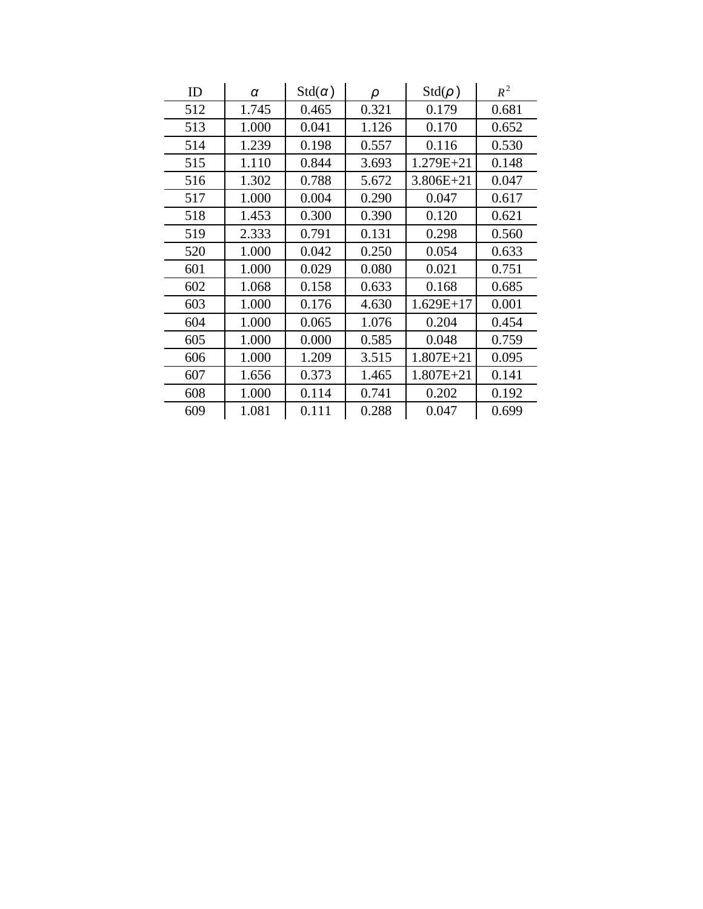| ID | $\alpha$ | Std($\alpha$) | $\rho$ | Std($\rho$) | $R^2$ |
|---|---|---|---|---|---|
| 512 | 1.745 | 0.465 | 0.321 | 0.179 | 0.681 |
| 513 | 1.000 | 0.041 | 1.126 | 0.170 | 0.652 |
| 514 | 1.239 | 0.198 | 0.557 | 0.116 | 0.530 |
| 515 | 1.110 | 0.844 | 3.693 | 1.279E+21 | 0.148 |
| 516 | 1.302 | 0.788 | 5.672 | 3.806E+21 | 0.047 |
| 517 | 1.000 | 0.004 | 0.290 | 0.047 | 0.617 |
| 518 | 1.453 | 0.300 | 0.390 | 0.120 | 0.621 |
| 519 | 2.333 | 0.791 | 0.131 | 0.298 | 0.560 |
| 520 | 1.000 | 0.042 | 0.250 | 0.054 | 0.633 |
| 601 | 1.000 | 0.029 | 0.080 | 0.021 | 0.751 |
| 602 | 1.068 | 0.158 | 0.633 | 0.168 | 0.685 |
| 603 | 1.000 | 0.176 | 4.630 | 1.629E+17 | 0.001 |
| 604 | 1.000 | 0.065 | 1.076 | 0.204 | 0.454 |
| 605 | 1.000 | 0.000 | 0.585 | 0.048 | 0.759 |
| 606 | 1.000 | 1.209 | 3.515 | 1.807E+21 | 0.095 |
| 607 | 1.656 | 0.373 | 1.465 | 1.807E+21 | 0.141 |
| 608 | 1.000 | 0.114 | 0.741 | 0.202 | 0.192 |
| 609 | 1.081 | 0.111 | 0.288 | 0.047 | 0.699 |